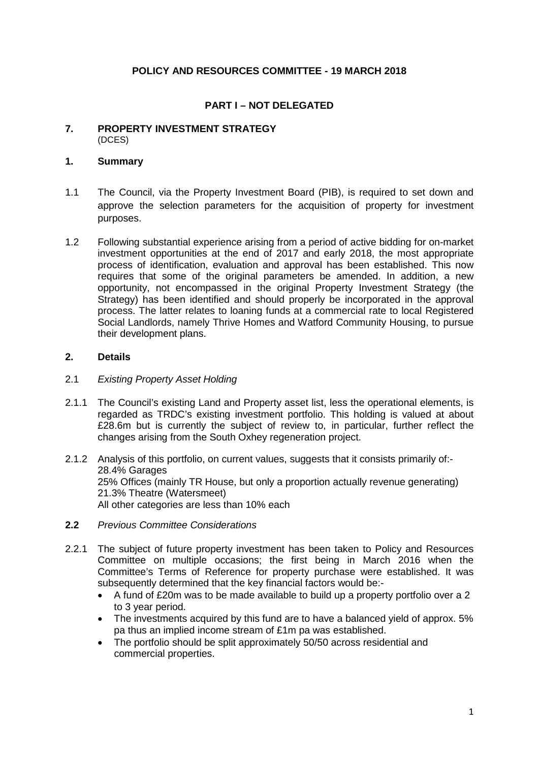**POLICY AND RESOURCES COMMITTEE - 19 MARCH 2018**

**PART I – NOT DELEGATED**

## 7. PROPERTY INVESTMENT STRATEGY

(DCES)

### 1. Summary

1.1 The Council, via the Property Investment Board (PIB), is required to set down and approve the selection parameters for the acquisition of property for investment purposes.

1.2 Following substantial experience arising from a period of active bidding for on-market investment opportunities at the end of 2017 and early 2018, the most appropriate process of identification, evaluation and approval has been established. This now requires that some of the original parameters be amended. In addition, a new opportunity, not encompassed in the original Property Investment Strategy (the Strategy) has been identified and should properly be incorporated in the approval process. The latter relates to loaning funds at a commercial rate to local Registered Social Landlords, namely Thrive Homes and Watford Community Housing, to pursue their development plans.

### 2. Details

2.1 *Existing Property Asset Holding*

2.1.1 The Council's existing Land and Property asset list, less the operational elements, is regarded as TRDC's existing investment portfolio. This holding is valued at about £28.6m but is currently the subject of review to, in particular, further reflect the changes arising from the South Oxhey regeneration project.

2.1.2 Analysis of this portfolio, on current values, suggests that it consists primarily of:-
28.4% Garages
25% Offices (mainly TR House, but only a proportion actually revenue generating)
21.3% Theatre (Watersmeet)
All other categories are less than 10% each

**2.2** *Previous Committee Considerations*

2.2.1 The subject of future property investment has been taken to Policy and Resources Committee on multiple occasions; the first being in March 2016 when the Committee's Terms of Reference for property purchase were established. It was subsequently determined that the key financial factors would be:-

- A fund of £20m was to be made available to build up a property portfolio over a 2 to 3 year period.
- The investments acquired by this fund are to have a balanced yield of approx. 5% pa thus an implied income stream of £1m pa was established.
- The portfolio should be split approximately 50/50 across residential and commercial properties.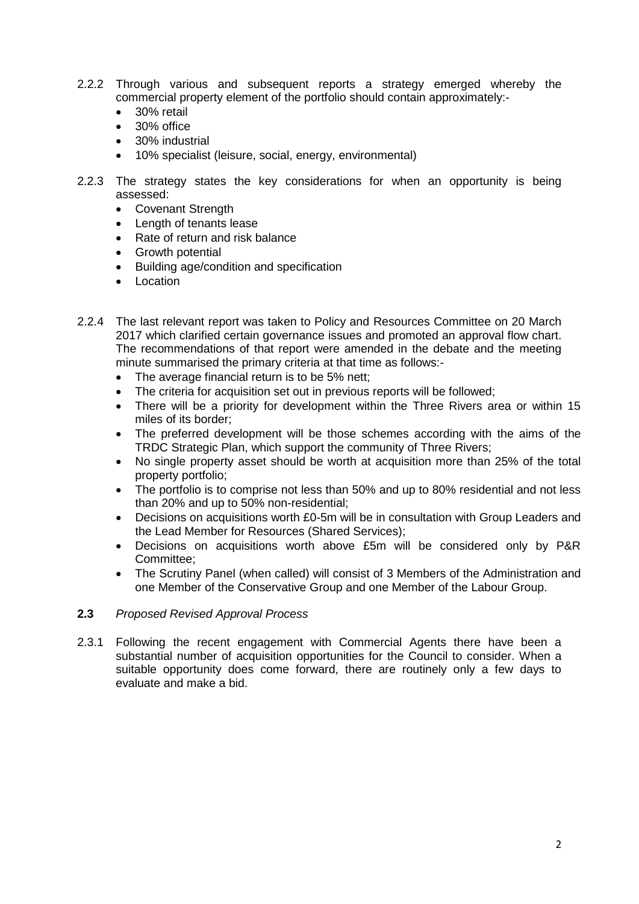2.2.2 Through various and subsequent reports a strategy emerged whereby the commercial property element of the portfolio should contain approximately:-

- 30% retail
- 30% office
- 30% industrial
- 10% specialist (leisure, social, energy, environmental)

2.2.3 The strategy states the key considerations for when an opportunity is being assessed:

- Covenant Strength
- Length of tenants lease
- Rate of return and risk balance
- Growth potential
- Building age/condition and specification
- Location

2.2.4 The last relevant report was taken to Policy and Resources Committee on 20 March 2017 which clarified certain governance issues and promoted an approval flow chart. The recommendations of that report were amended in the debate and the meeting minute summarised the primary criteria at that time as follows:-

- The average financial return is to be 5% nett;
- The criteria for acquisition set out in previous reports will be followed;
- There will be a priority for development within the Three Rivers area or within 15 miles of its border;
- The preferred development will be those schemes according with the aims of the TRDC Strategic Plan, which support the community of Three Rivers;
- No single property asset should be worth at acquisition more than 25% of the total property portfolio;
- The portfolio is to comprise not less than 50% and up to 80% residential and not less than 20% and up to 50% non-residential;
- Decisions on acquisitions worth £0-5m will be in consultation with Group Leaders and the Lead Member for Resources (Shared Services);
- Decisions on acquisitions worth above £5m will be considered only by P&R Committee;
- The Scrutiny Panel (when called) will consist of 3 Members of the Administration and one Member of the Conservative Group and one Member of the Labour Group.

**2.3** *Proposed Revised Approval Process*

2.3.1 Following the recent engagement with Commercial Agents there have been a substantial number of acquisition opportunities for the Council to consider. When a suitable opportunity does come forward, there are routinely only a few days to evaluate and make a bid.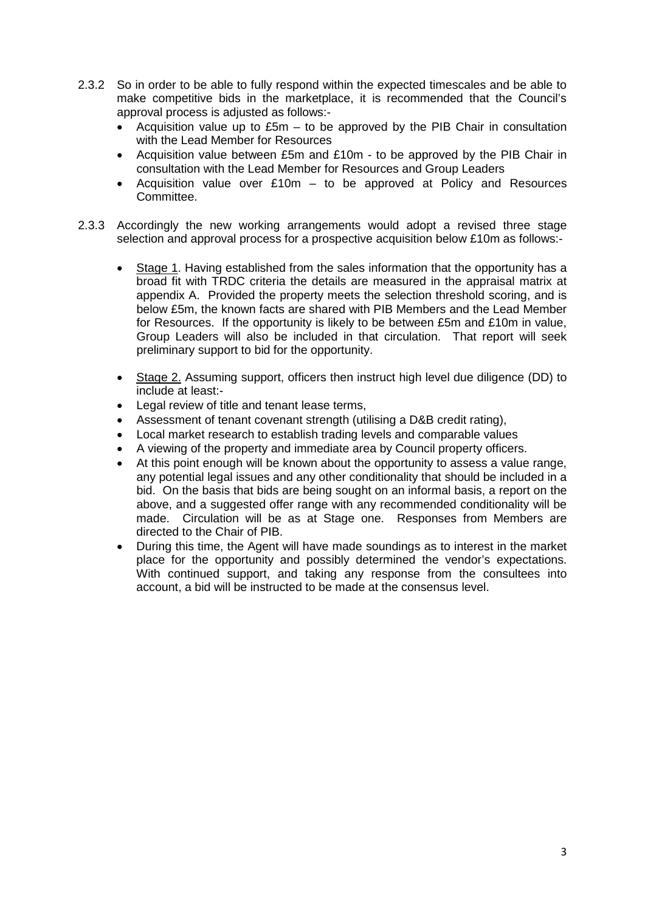2.3.2 So in order to be able to fully respond within the expected timescales and be able to make competitive bids in the marketplace, it is recommended that the Council's approval process is adjusted as follows:-

- Acquisition value up to £5m – to be approved by the PIB Chair in consultation with the Lead Member for Resources
- Acquisition value between £5m and £10m - to be approved by the PIB Chair in consultation with the Lead Member for Resources and Group Leaders
- Acquisition value over £10m – to be approved at Policy and Resources Committee.

2.3.3 Accordingly the new working arrangements would adopt a revised three stage selection and approval process for a prospective acquisition below £10m as follows:-

- <u>Stage 1</u>. Having established from the sales information that the opportunity has a broad fit with TRDC criteria the details are measured in the appraisal matrix at appendix A. Provided the property meets the selection threshold scoring, and is below £5m, the known facts are shared with PIB Members and the Lead Member for Resources. If the opportunity is likely to be between £5m and £10m in value, Group Leaders will also be included in that circulation. That report will seek preliminary support to bid for the opportunity.

- <u>Stage 2.</u> Assuming support, officers then instruct high level due diligence (DD) to include at least:-
- Legal review of title and tenant lease terms,
- Assessment of tenant covenant strength (utilising a D&B credit rating),
- Local market research to establish trading levels and comparable values
- A viewing of the property and immediate area by Council property officers.
- At this point enough will be known about the opportunity to assess a value range, any potential legal issues and any other conditionality that should be included in a bid. On the basis that bids are being sought on an informal basis, a report on the above, and a suggested offer range with any recommended conditionality will be made. Circulation will be as at Stage one. Responses from Members are directed to the Chair of PIB.
- During this time, the Agent will have made soundings as to interest in the market place for the opportunity and possibly determined the vendor's expectations. With continued support, and taking any response from the consultees into account, a bid will be instructed to be made at the consensus level.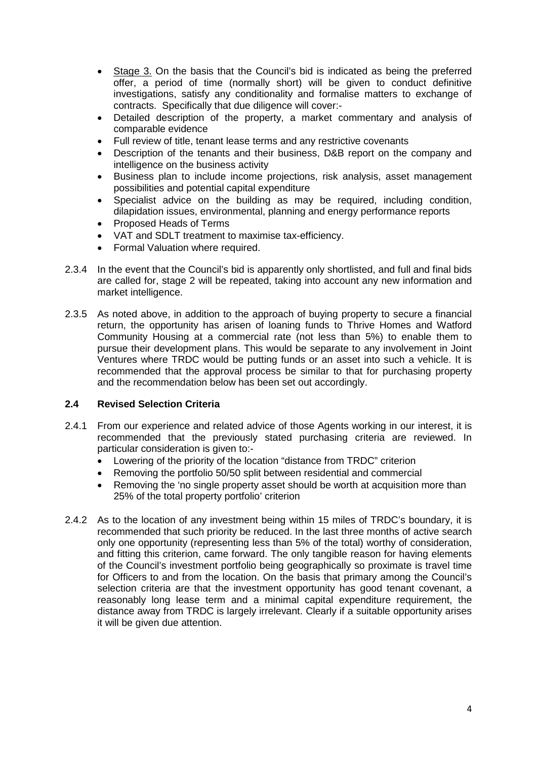- Stage 3. On the basis that the Council's bid is indicated as being the preferred offer, a period of time (normally short) will be given to conduct definitive investigations, satisfy any conditionality and formalise matters to exchange of contracts. Specifically that due diligence will cover:-
- Detailed description of the property, a market commentary and analysis of comparable evidence
- Full review of title, tenant lease terms and any restrictive covenants
- Description of the tenants and their business, D&B report on the company and intelligence on the business activity
- Business plan to include income projections, risk analysis, asset management possibilities and potential capital expenditure
- Specialist advice on the building as may be required, including condition, dilapidation issues, environmental, planning and energy performance reports
- Proposed Heads of Terms
- VAT and SDLT treatment to maximise tax-efficiency.
- Formal Valuation where required.

2.3.4 In the event that the Council's bid is apparently only shortlisted, and full and final bids are called for, stage 2 will be repeated, taking into account any new information and market intelligence.

2.3.5 As noted above, in addition to the approach of buying property to secure a financial return, the opportunity has arisen of loaning funds to Thrive Homes and Watford Community Housing at a commercial rate (not less than 5%) to enable them to pursue their development plans. This would be separate to any involvement in Joint Ventures where TRDC would be putting funds or an asset into such a vehicle. It is recommended that the approval process be similar to that for purchasing property and the recommendation below has been set out accordingly.

### 2.4 Revised Selection Criteria

2.4.1 From our experience and related advice of those Agents working in our interest, it is recommended that the previously stated purchasing criteria are reviewed. In particular consideration is given to:-

- Lowering of the priority of the location "distance from TRDC" criterion
- Removing the portfolio 50/50 split between residential and commercial
- Removing the 'no single property asset should be worth at acquisition more than 25% of the total property portfolio' criterion

2.4.2 As to the location of any investment being within 15 miles of TRDC's boundary, it is recommended that such priority be reduced. In the last three months of active search only one opportunity (representing less than 5% of the total) worthy of consideration, and fitting this criterion, came forward. The only tangible reason for having elements of the Council's investment portfolio being geographically so proximate is travel time for Officers to and from the location. On the basis that primary among the Council's selection criteria are that the investment opportunity has good tenant covenant, a reasonably long lease term and a minimal capital expenditure requirement, the distance away from TRDC is largely irrelevant. Clearly if a suitable opportunity arises it will be given due attention.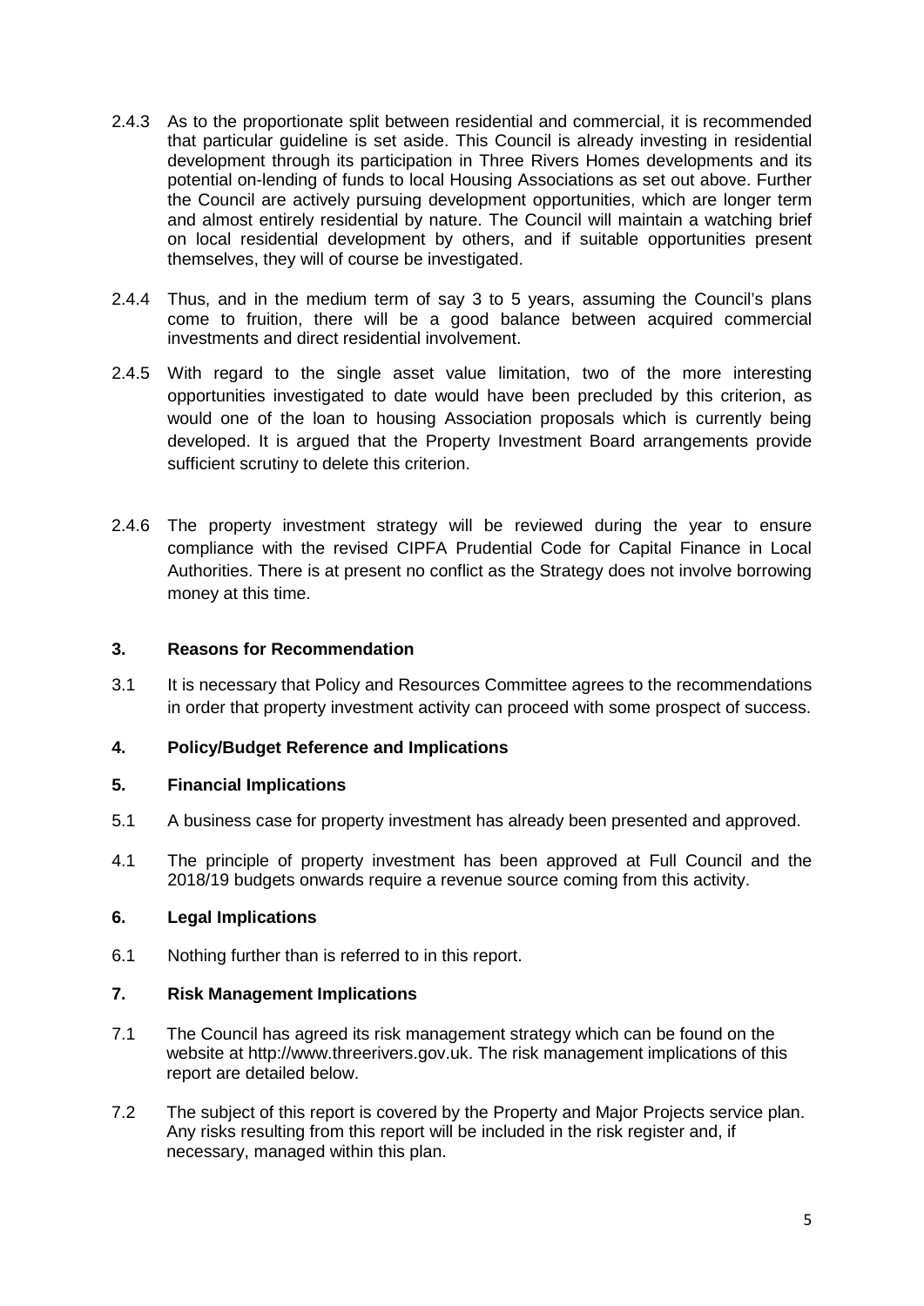2.4.3 As to the proportionate split between residential and commercial, it is recommended that particular guideline is set aside. This Council is already investing in residential development through its participation in Three Rivers Homes developments and its potential on-lending of funds to local Housing Associations as set out above. Further the Council are actively pursuing development opportunities, which are longer term and almost entirely residential by nature. The Council will maintain a watching brief on local residential development by others, and if suitable opportunities present themselves, they will of course be investigated.

2.4.4 Thus, and in the medium term of say 3 to 5 years, assuming the Council's plans come to fruition, there will be a good balance between acquired commercial investments and direct residential involvement.

2.4.5 With regard to the single asset value limitation, two of the more interesting opportunities investigated to date would have been precluded by this criterion, as would one of the loan to housing Association proposals which is currently being developed. It is argued that the Property Investment Board arrangements provide sufficient scrutiny to delete this criterion.

2.4.6 The property investment strategy will be reviewed during the year to ensure compliance with the revised CIPFA Prudential Code for Capital Finance in Local Authorities. There is at present no conflict as the Strategy does not involve borrowing money at this time.

## 3. Reasons for Recommendation

3.1 It is necessary that Policy and Resources Committee agrees to the recommendations in order that property investment activity can proceed with some prospect of success.

## 4. Policy/Budget Reference and Implications

## 5. Financial Implications

5.1 A business case for property investment has already been presented and approved.

4.1 The principle of property investment has been approved at Full Council and the 2018/19 budgets onwards require a revenue source coming from this activity.

## 6. Legal Implications

6.1 Nothing further than is referred to in this report.

## 7. Risk Management Implications

7.1 The Council has agreed its risk management strategy which can be found on the website at http://www.threerivers.gov.uk. The risk management implications of this report are detailed below.

7.2 The subject of this report is covered by the Property and Major Projects service plan. Any risks resulting from this report will be included in the risk register and, if necessary, managed within this plan.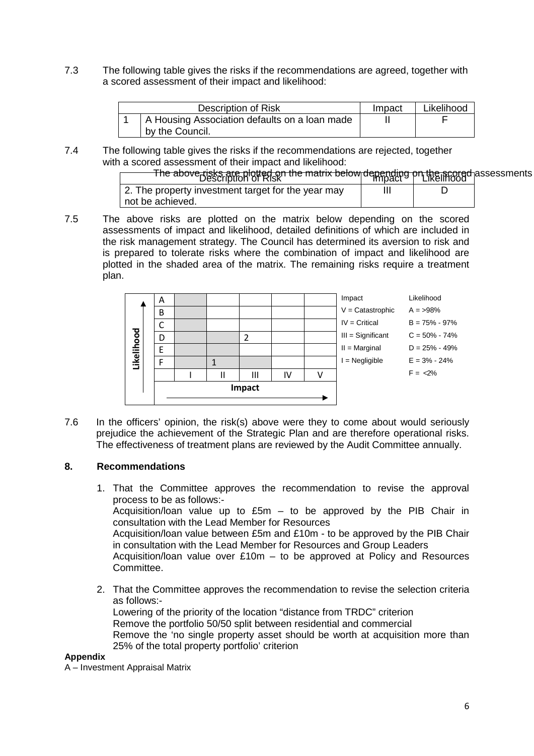7.3 The following table gives the risks if the recommendations are agreed, together with a scored assessment of their impact and likelihood:

| | Description of Risk | Impact | Likelihood |
|---|---|---|---|
| 1 | A Housing Association defaults on a loan made by the Council. | II | F |

7.4 The following table gives the risks if the recommendations are rejected, together with a scored assessment of their impact and likelihood:

| Description of Risk | Impact | Likelihood |
|---|---|---|
| 2. The property investment target for the year may not be achieved. | III | D |

7.5 The above risks are plotted on the matrix below depending on the scored assessments of impact and likelihood, detailed definitions of which are included in the risk management strategy. The Council has determined its aversion to risk and is prepared to tolerate risks where the combination of impact and likelihood are plotted in the shaded area of the matrix. The remaining risks require a treatment plan.

| Likelihood | | I | II | III | IV | V |
|---|---|---|---|---|---|---|
| | A | | | | | |
| | B | | | | | |
| | C | | | | | |
| | D | | | 2 | | |
| | E | | | | | |
| | F | | 1 | | | |
| | | **Impact** | | | | |

| Impact | Likelihood |
|---|---|
| V = Catastrophic | A = >98% |
| IV = Critical | B = 75% - 97% |
| III = Significant | C = 50% - 74% |
| II = Marginal | D = 25% - 49% |
| I = Negligible | E = 3% - 24% |
| | F = <2% |

7.6 In the officers' opinion, the risk(s) above were they to come about would seriously prejudice the achievement of the Strategic Plan and are therefore operational risks. The effectiveness of treatment plans are reviewed by the Audit Committee annually.

## 8. Recommendations

1. That the Committee approves the recommendation to revise the approval process to be as follows:-
   Acquisition/loan value up to £5m – to be approved by the PIB Chair in consultation with the Lead Member for Resources
   Acquisition/loan value between £5m and £10m - to be approved by the PIB Chair in consultation with the Lead Member for Resources and Group Leaders
   Acquisition/loan value over £10m – to be approved at Policy and Resources Committee.

2. That the Committee approves the recommendation to revise the selection criteria as follows:-
   Lowering of the priority of the location "distance from TRDC" criterion
   Remove the portfolio 50/50 split between residential and commercial
   Remove the 'no single property asset should be worth at acquisition more than 25% of the total property portfolio' criterion

**Appendix**

A – Investment Appraisal Matrix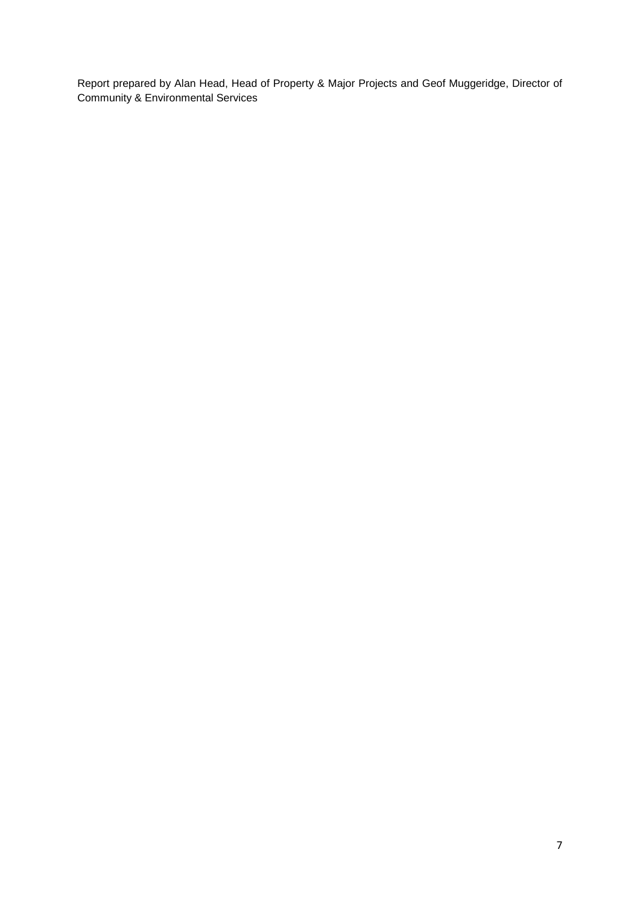Report prepared by Alan Head, Head of Property & Major Projects and Geof Muggeridge, Director of Community & Environmental Services